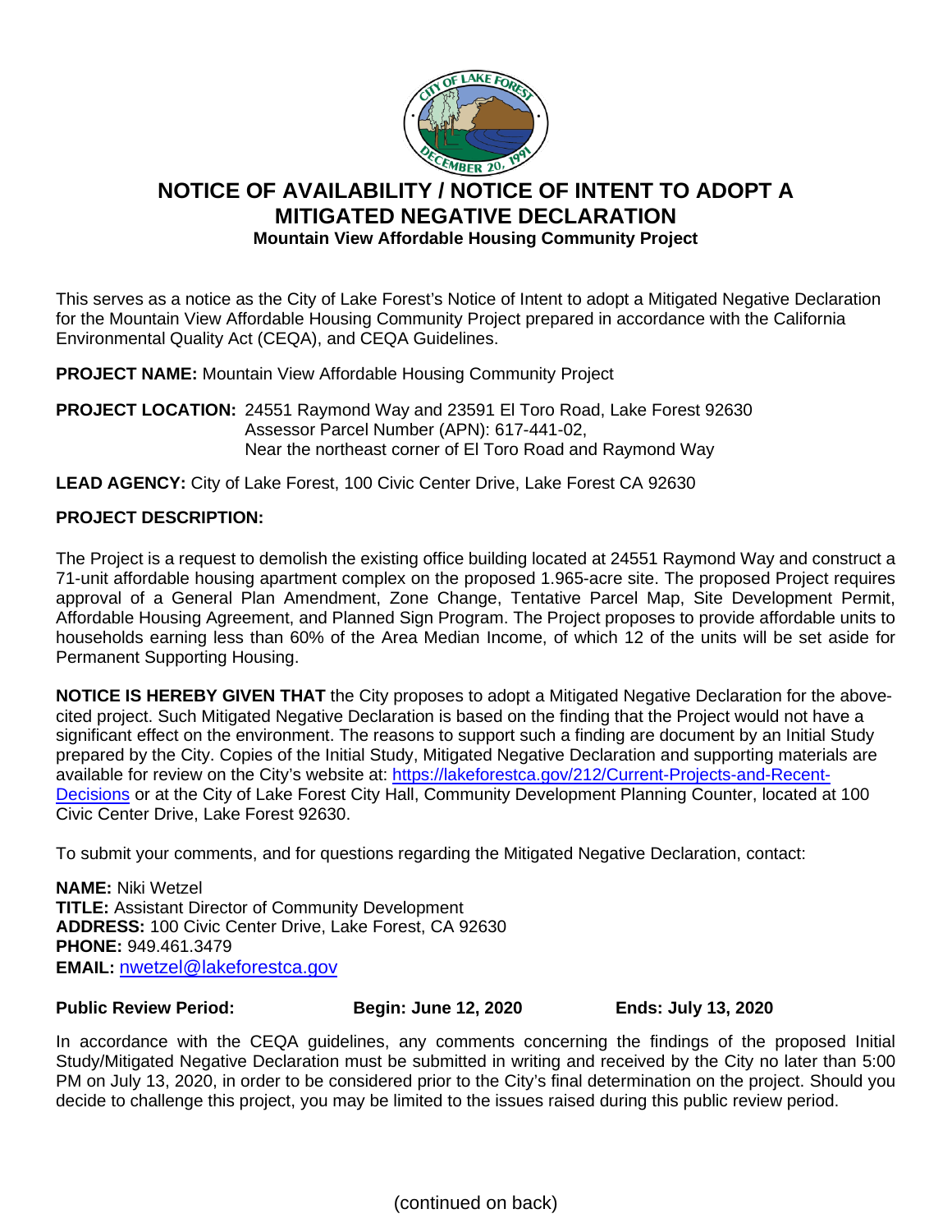# NOTICE OF AVAILABILITY / NOTICE OF INTENT TO ADOPT A MITIGATED NEGATIVE DECLARATION

### Mountain View Affordable Housing Community Project

This serves as a notice as the City of Lake Forest's Notice of Intent to adopt a Mitigated Negative Declaration for the Mountain View Affordable Housing Community Project prepared in accordance with the California Environmental Quality Act (CEQA), and CEQA Guidelines.

**PROJECT NAME:** Mountain View Affordable Housing Community Project

**PROJECT LOCATION:** 24551 Raymond Way and 23591 El Toro Road, Lake Forest 92630
Assessor Parcel Number (APN): 617-441-02,
Near the northeast corner of El Toro Road and Raymond Way

**LEAD AGENCY:** City of Lake Forest, 100 Civic Center Drive, Lake Forest CA 92630

**PROJECT DESCRIPTION:**

The Project is a request to demolish the existing office building located at 24551 Raymond Way and construct a 71-unit affordable housing apartment complex on the proposed 1.965-acre site. The proposed Project requires approval of a General Plan Amendment, Zone Change, Tentative Parcel Map, Site Development Permit, Affordable Housing Agreement, and Planned Sign Program. The Project proposes to provide affordable units to households earning less than 60% of the Area Median Income, of which 12 of the units will be set aside for Permanent Supporting Housing.

**NOTICE IS HEREBY GIVEN THAT** the City proposes to adopt a Mitigated Negative Declaration for the above-cited project. Such Mitigated Negative Declaration is based on the finding that the Project would not have a significant effect on the environment. The reasons to support such a finding are document by an Initial Study prepared by the City. Copies of the Initial Study, Mitigated Negative Declaration and supporting materials are available for review on the City's website at: [https://lakeforestca.gov/212/Current-Projects-and-Recent-Decisions](https://lakeforestca.gov/212/Current-Projects-and-Recent-Decisions) or at the City of Lake Forest City Hall, Community Development Planning Counter, located at 100 Civic Center Drive, Lake Forest 92630.

To submit your comments, and for questions regarding the Mitigated Negative Declaration, contact:

**NAME:** Niki Wetzel
**TITLE:** Assistant Director of Community Development
**ADDRESS:** 100 Civic Center Drive, Lake Forest, CA 92630
**PHONE:** 949.461.3479
**EMAIL:** [nwetzel@lakeforestca.gov](mailto:nwetzel@lakeforestca.gov)

**Public Review Period:** **Begin: June 12, 2020** **Ends: July 13, 2020**

In accordance with the CEQA guidelines, any comments concerning the findings of the proposed Initial Study/Mitigated Negative Declaration must be submitted in writing and received by the City no later than 5:00 PM on July 13, 2020, in order to be considered prior to the City's final determination on the project. Should you decide to challenge this project, you may be limited to the issues raised during this public review period.

(continued on back)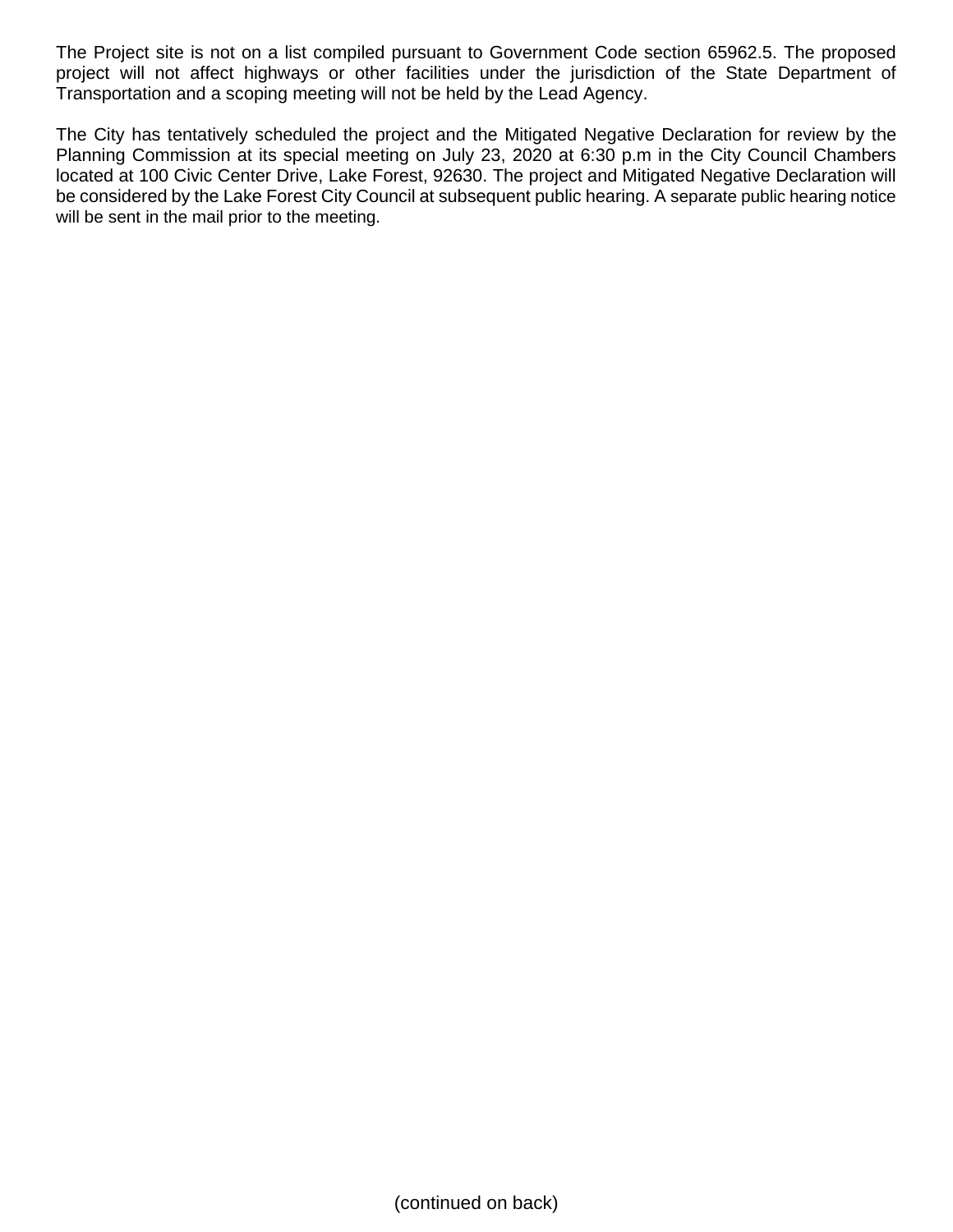The Project site is not on a list compiled pursuant to Government Code section 65962.5. The proposed project will not affect highways or other facilities under the jurisdiction of the State Department of Transportation and a scoping meeting will not be held by the Lead Agency.

The City has tentatively scheduled the project and the Mitigated Negative Declaration for review by the Planning Commission at its special meeting on July 23, 2020 at 6:30 p.m in the City Council Chambers located at 100 Civic Center Drive, Lake Forest, 92630. The project and Mitigated Negative Declaration will be considered by the Lake Forest City Council at subsequent public hearing. A separate public hearing notice will be sent in the mail prior to the meeting.

(continued on back)